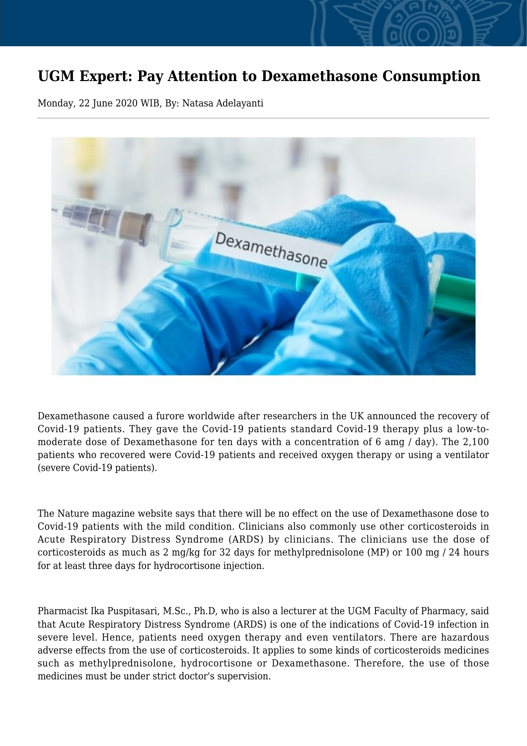# UGM Expert: Pay Attention to Dexamethasone Consumption

Monday, 22 June 2020 WIB, By: Natasa Adelayanti

---

Dexamethasone caused a furore worldwide after researchers in the UK announced the recovery of Covid-19 patients. They gave the Covid-19 patients standard Covid-19 therapy plus a low-to-moderate dose of Dexamethasone for ten days with a concentration of 6 amg / day). The 2,100 patients who recovered were Covid-19 patients and received oxygen therapy or using a ventilator (severe Covid-19 patients).

The Nature magazine website says that there will be no effect on the use of Dexamethasone dose to Covid-19 patients with the mild condition. Clinicians also commonly use other corticosteroids in Acute Respiratory Distress Syndrome (ARDS) by clinicians. The clinicians use the dose of corticosteroids as much as 2 mg/kg for 32 days for methylprednisolone (MP) or 100 mg / 24 hours for at least three days for hydrocortisone injection.

Pharmacist Ika Puspitasari, M.Sc., Ph.D, who is also a lecturer at the UGM Faculty of Pharmacy, said that Acute Respiratory Distress Syndrome (ARDS) is one of the indications of Covid-19 infection in severe level. Hence, patients need oxygen therapy and even ventilators. There are hazardous adverse effects from the use of corticosteroids. It applies to some kinds of corticosteroids medicines such as methylprednisolone, hydrocortisone or Dexamethasone. Therefore, the use of those medicines must be under strict doctor's supervision.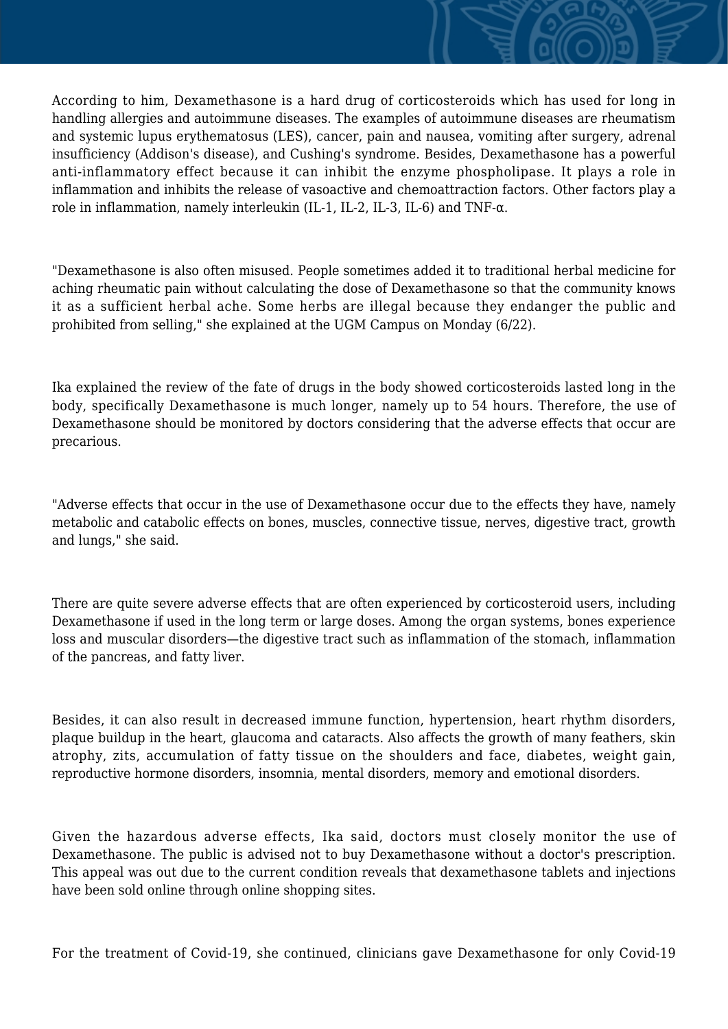According to him, Dexamethasone is a hard drug of corticosteroids which has used for long in handling allergies and autoimmune diseases. The examples of autoimmune diseases are rheumatism and systemic lupus erythematosus (LES), cancer, pain and nausea, vomiting after surgery, adrenal insufficiency (Addison's disease), and Cushing's syndrome. Besides, Dexamethasone has a powerful anti-inflammatory effect because it can inhibit the enzyme phospholipase. It plays a role in inflammation and inhibits the release of vasoactive and chemoattraction factors. Other factors play a role in inflammation, namely interleukin (IL-1, IL-2, IL-3, IL-6) and TNF-α.

"Dexamethasone is also often misused. People sometimes added it to traditional herbal medicine for aching rheumatic pain without calculating the dose of Dexamethasone so that the community knows it as a sufficient herbal ache. Some herbs are illegal because they endanger the public and prohibited from selling," she explained at the UGM Campus on Monday (6/22).

Ika explained the review of the fate of drugs in the body showed corticosteroids lasted long in the body, specifically Dexamethasone is much longer, namely up to 54 hours. Therefore, the use of Dexamethasone should be monitored by doctors considering that the adverse effects that occur are precarious.

"Adverse effects that occur in the use of Dexamethasone occur due to the effects they have, namely metabolic and catabolic effects on bones, muscles, connective tissue, nerves, digestive tract, growth and lungs," she said.

There are quite severe adverse effects that are often experienced by corticosteroid users, including Dexamethasone if used in the long term or large doses. Among the organ systems, bones experience loss and muscular disorders—the digestive tract such as inflammation of the stomach, inflammation of the pancreas, and fatty liver.

Besides, it can also result in decreased immune function, hypertension, heart rhythm disorders, plaque buildup in the heart, glaucoma and cataracts. Also affects the growth of many feathers, skin atrophy, zits, accumulation of fatty tissue on the shoulders and face, diabetes, weight gain, reproductive hormone disorders, insomnia, mental disorders, memory and emotional disorders.

Given the hazardous adverse effects, Ika said, doctors must closely monitor the use of Dexamethasone. The public is advised not to buy Dexamethasone without a doctor's prescription. This appeal was out due to the current condition reveals that dexamethasone tablets and injections have been sold online through online shopping sites.

For the treatment of Covid-19, she continued, clinicians gave Dexamethasone for only Covid-19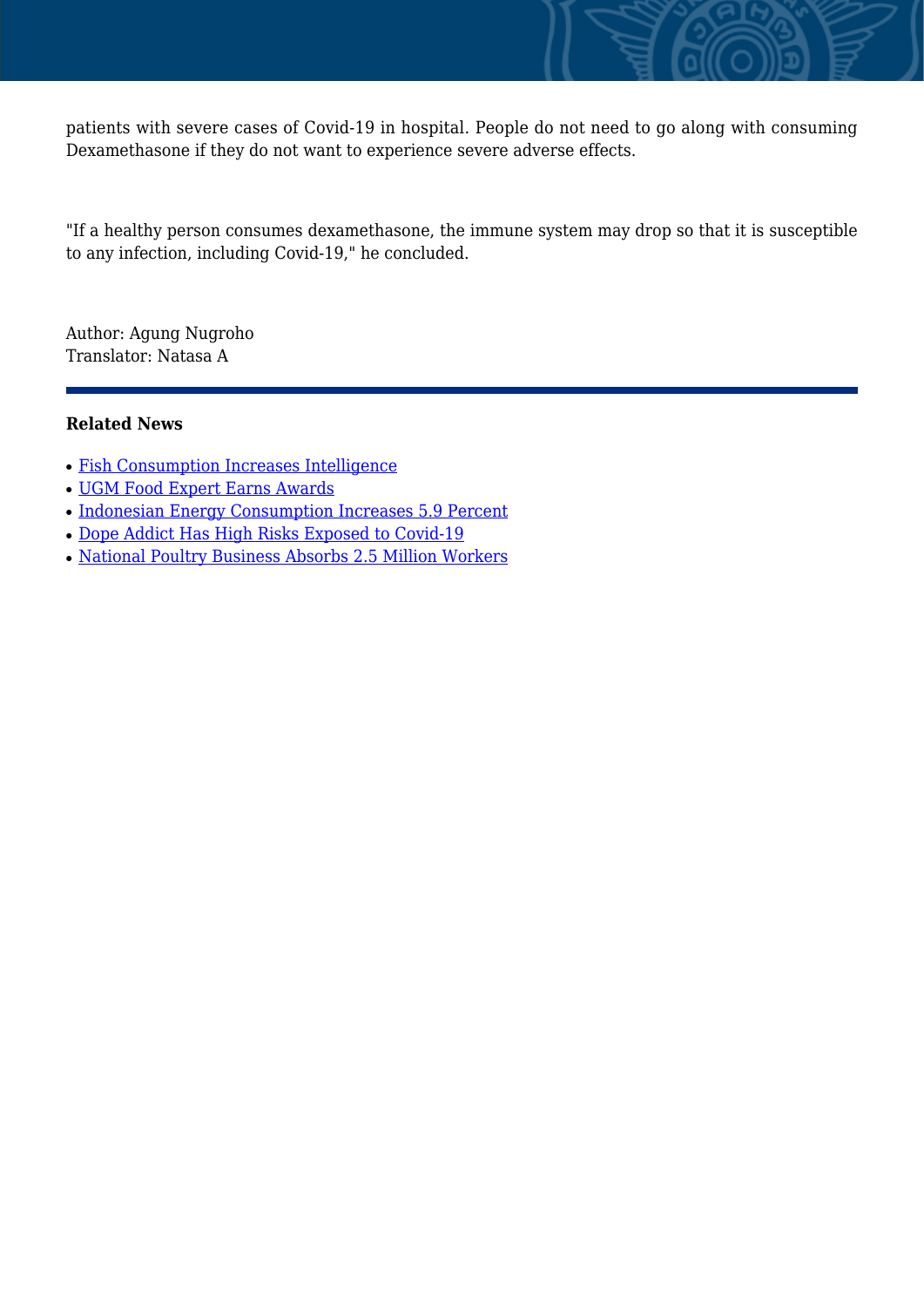patients with severe cases of Covid-19 in hospital. People do not need to go along with consuming Dexamethasone if they do not want to experience severe adverse effects.

"If a healthy person consumes dexamethasone, the immune system may drop so that it is susceptible to any infection, including Covid-19," he concluded.

Author: Agung Nugroho
Translator: Natasa A

---

**Related News**

- Fish Consumption Increases Intelligence
- UGM Food Expert Earns Awards
- Indonesian Energy Consumption Increases 5.9 Percent
- Dope Addict Has High Risks Exposed to Covid-19
- National Poultry Business Absorbs 2.5 Million Workers